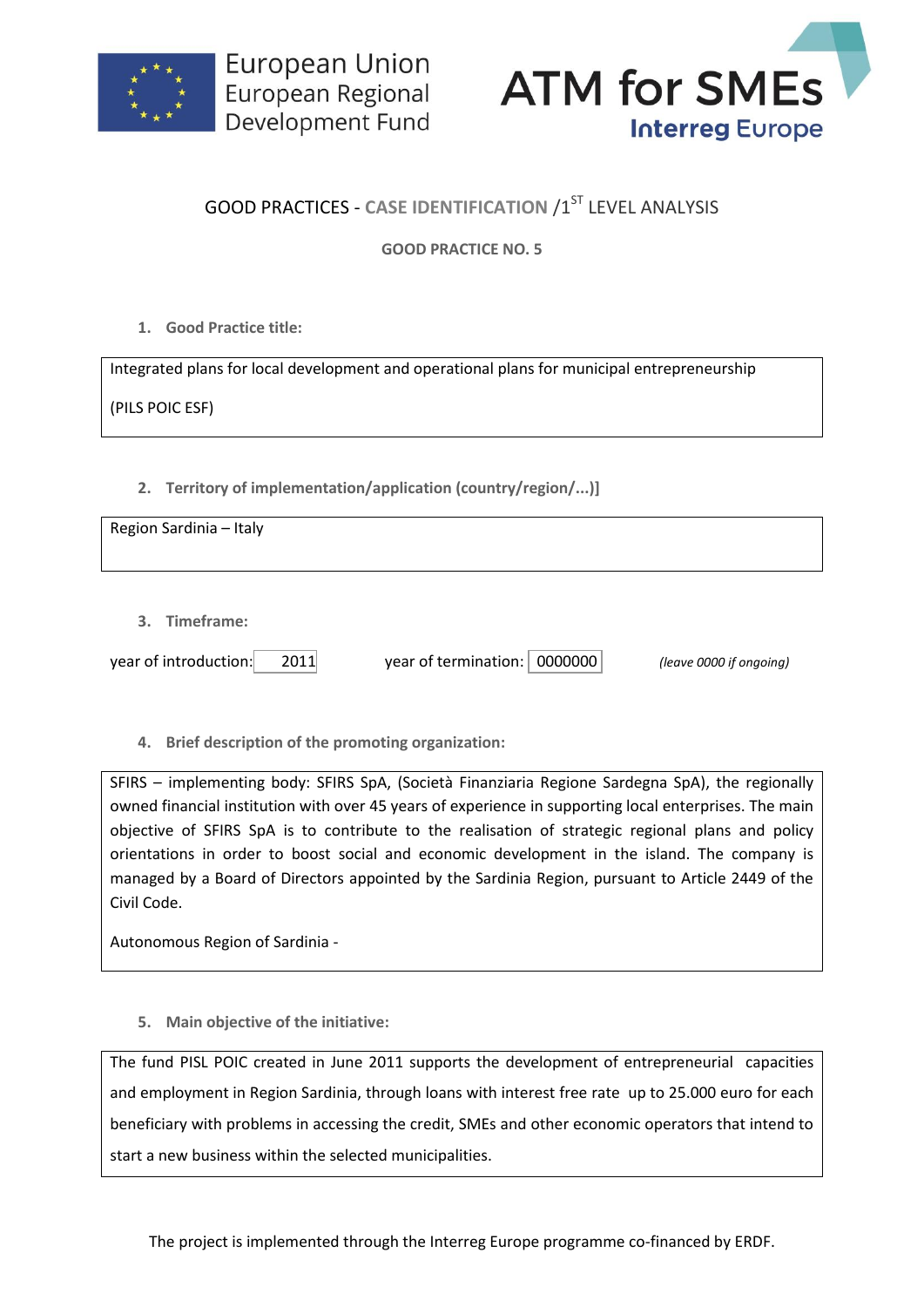European Union
European Regional
Development Fund

ATM for SMEs
Interreg Europe

# GOOD PRACTICES - CASE IDENTIFICATION /1$^{ST}$ LEVEL ANALYSIS

**GOOD PRACTICE NO. 5**

### 1. Good Practice title:

Integrated plans for local development and operational plans for municipal entrepreneurship

(PILS POIC ESF)

### 2. Territory of implementation/application (country/region/...)]

Region Sardinia – Italy

### 3. Timeframe:

year of introduction: 2011 year of termination: 0000000 *(leave 0000 if ongoing)*

### 4. Brief description of the promoting organization:

SFIRS – implementing body: SFIRS SpA, (Società Finanziaria Regione Sardegna SpA), the regionally owned financial institution with over 45 years of experience in supporting local enterprises. The main objective of SFIRS SpA is to contribute to the realisation of strategic regional plans and policy orientations in order to boost social and economic development in the island. The company is managed by a Board of Directors appointed by the Sardinia Region, pursuant to Article 2449 of the Civil Code.

Autonomous Region of Sardinia -

### 5. Main objective of the initiative:

The fund PISL POIC created in June 2011 supports the development of entrepreneurial capacities and employment in Region Sardinia, through loans with interest free rate up to 25.000 euro for each beneficiary with problems in accessing the credit, SMEs and other economic operators that intend to start a new business within the selected municipalities.

The project is implemented through the Interreg Europe programme co-financed by ERDF.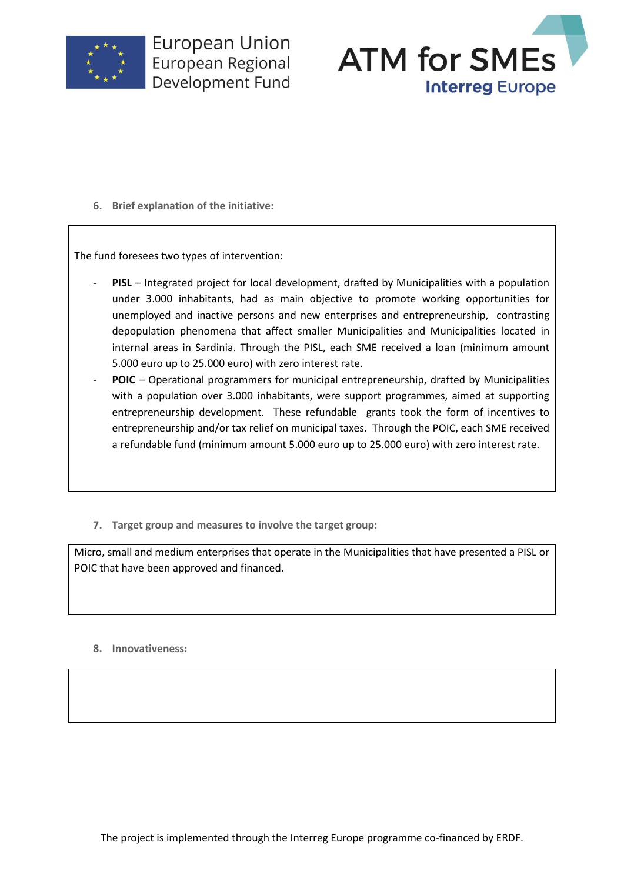6. **Brief explanation of the initiative:**

The fund foresees two types of intervention:

- **PISL** – Integrated project for local development, drafted by Municipalities with a population under 3.000 inhabitants, had as main objective to promote working opportunities for unemployed and inactive persons and new enterprises and entrepreneurship, contrasting depopulation phenomena that affect smaller Municipalities and Municipalities located in internal areas in Sardinia. Through the PISL, each SME received a loan (minimum amount 5.000 euro up to 25.000 euro) with zero interest rate.
- **POIC** – Operational programmers for municipal entrepreneurship, drafted by Municipalities with a population over 3.000 inhabitants, were support programmes, aimed at supporting entrepreneurship development. These refundable grants took the form of incentives to entrepreneurship and/or tax relief on municipal taxes. Through the POIC, each SME received a refundable fund (minimum amount 5.000 euro up to 25.000 euro) with zero interest rate.

7. **Target group and measures to involve the target group:**

Micro, small and medium enterprises that operate in the Municipalities that have presented a PISL or POIC that have been approved and financed.

8. **Innovativeness:**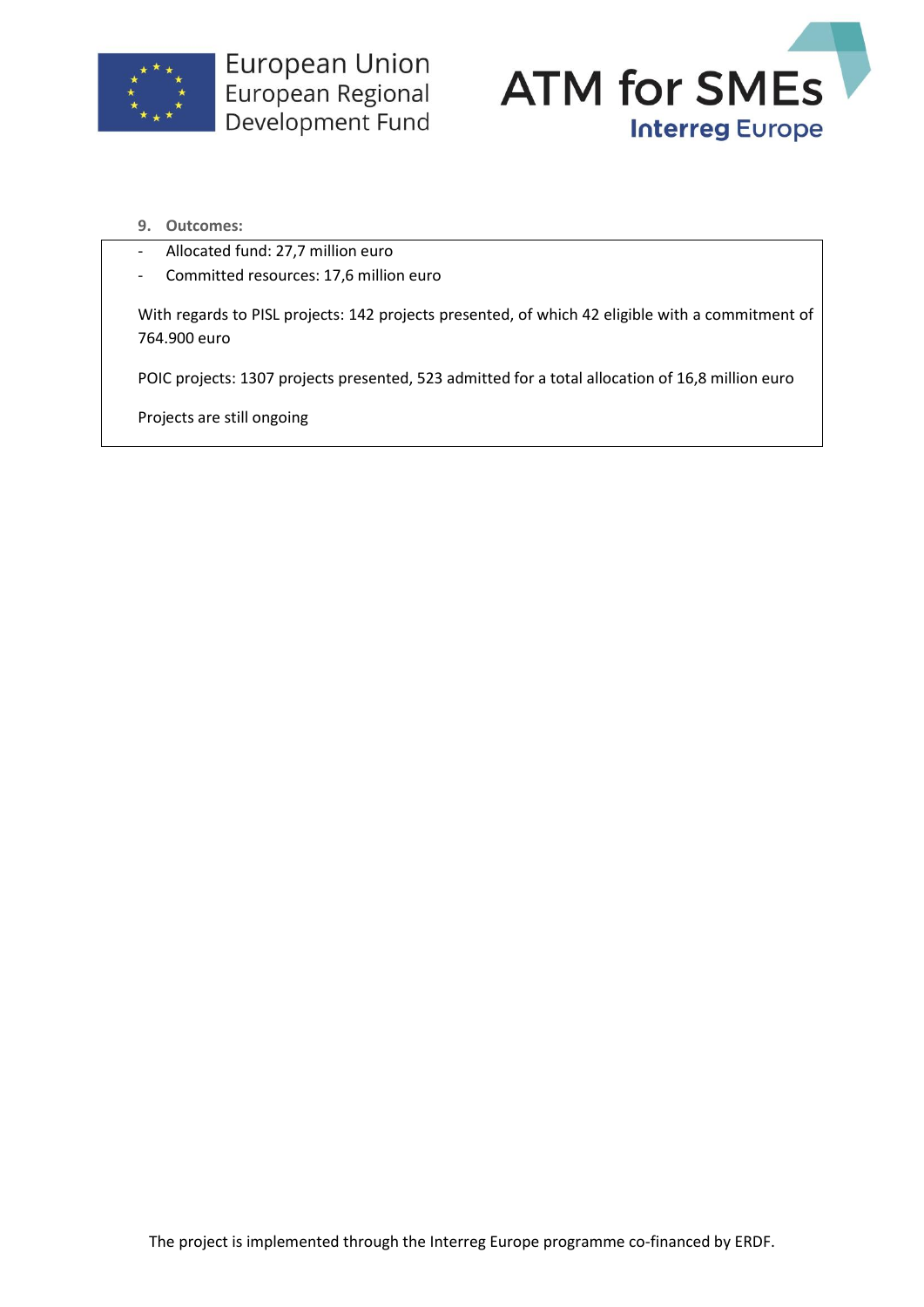9. **Outcomes:**

- Allocated fund: 27,7 million euro
- Committed resources: 17,6 million euro

With regards to PISL projects: 142 projects presented, of which 42 eligible with a commitment of 764.900 euro

POIC projects: 1307 projects presented, 523 admitted for a total allocation of 16,8 million euro

Projects are still ongoing